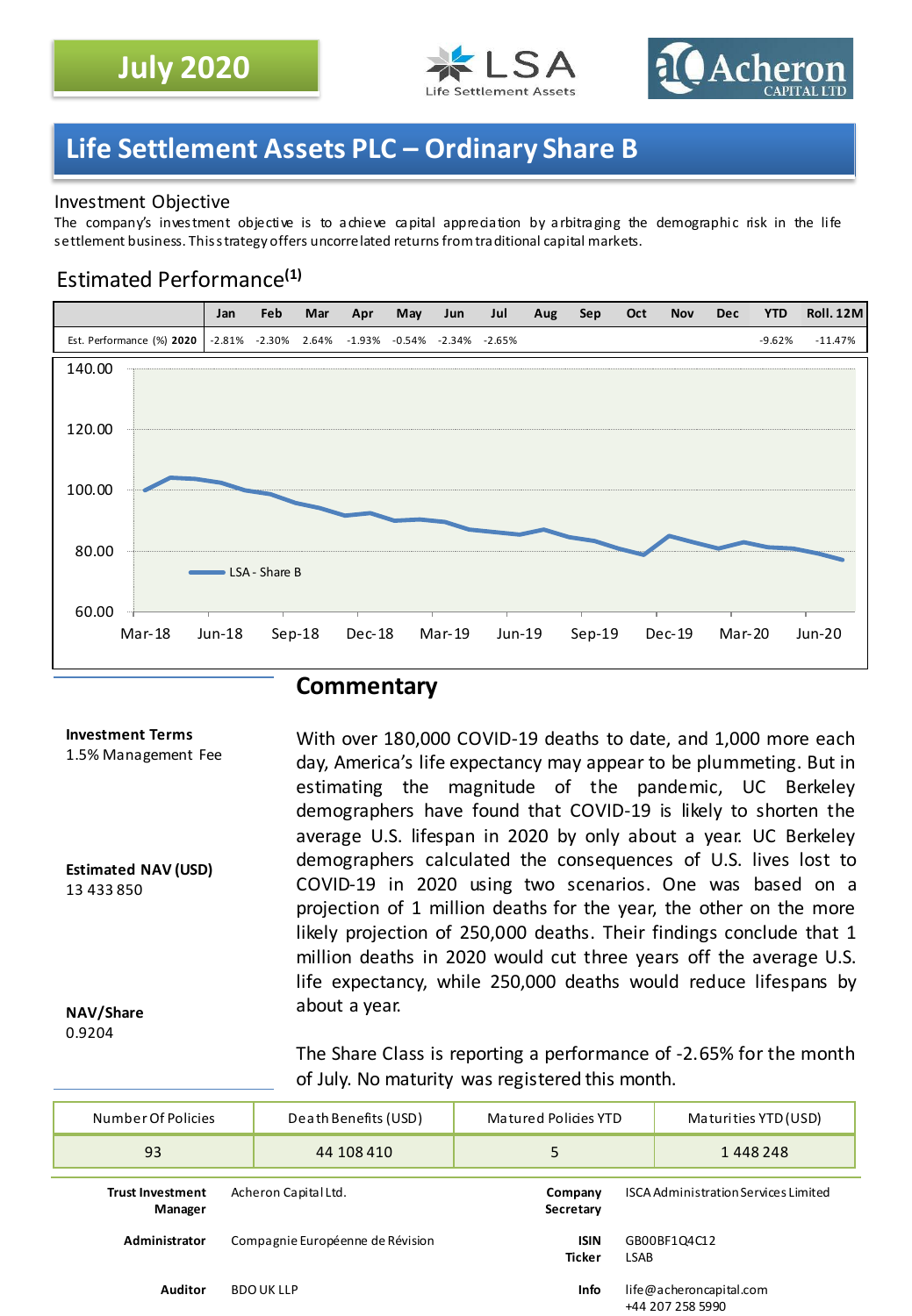July 2020

# Life Settlement Assets PLC – Ordinary Share B

## Investment Objective

The company's investment objective is to achieve capital appreciation by arbitraging the demographic risk in the life settlement business. This strategy offers uncorrelated returns from traditional capital markets.

## Estimated Performance[1]

| | Jan | Feb | Mar | Apr | May | Jun | Jul | Aug | Sep | Oct | Nov | Dec | YTD | Roll. 12M |
|---|---|---|---|---|---|---|---|---|---|---|---|---|---|---|
| Est. Performance (%) **2020** | -2.81% | -2.30% | 2.64% | -1.93% | -0.54% | -2.34% | -2.65% | | | | | | -9.62% | -11.47% |

## Commentary

**Investment Terms**
1.5% Management Fee

**Estimated NAV (USD)**
13 433 850

**NAV/Share**
0.9204

With over 180,000 COVID-19 deaths to date, and 1,000 more each day, America's life expectancy may appear to be plummeting. But in estimating the magnitude of the pandemic, UC Berkeley demographers have found that COVID-19 is likely to shorten the average U.S. lifespan in 2020 by only about a year. UC Berkeley demographers calculated the consequences of U.S. lives lost to COVID-19 in 2020 using two scenarios. One was based on a projection of 1 million deaths for the year, the other on the more likely projection of 250,000 deaths. Their findings conclude that 1 million deaths in 2020 would cut three years off the average U.S. life expectancy, while 250,000 deaths would reduce lifespans by about a year.

The Share Class is reporting a performance of -2.65% for the month of July. No maturity was registered this month.

| Number Of Policies | Death Benefits (USD) | Matured Policies YTD | Maturities YTD (USD) |
|---|---|---|---|
| 93 | 44 108 410 | 5 | 1 448 248 |

| | | | |
|---|---|---|---|
| **Trust Investment Manager** | Acheron Capital Ltd. | **Company Secretary** | ISCA Administration Services Limited |
| **Administrator** | Compagnie Européenne de Révision | **ISIN Ticker** | GB00BF1Q4C12 LSAB |
| **Auditor** | BDO UK LLP | **Info** | life@acheroncapital.com +44 207 258 5990 |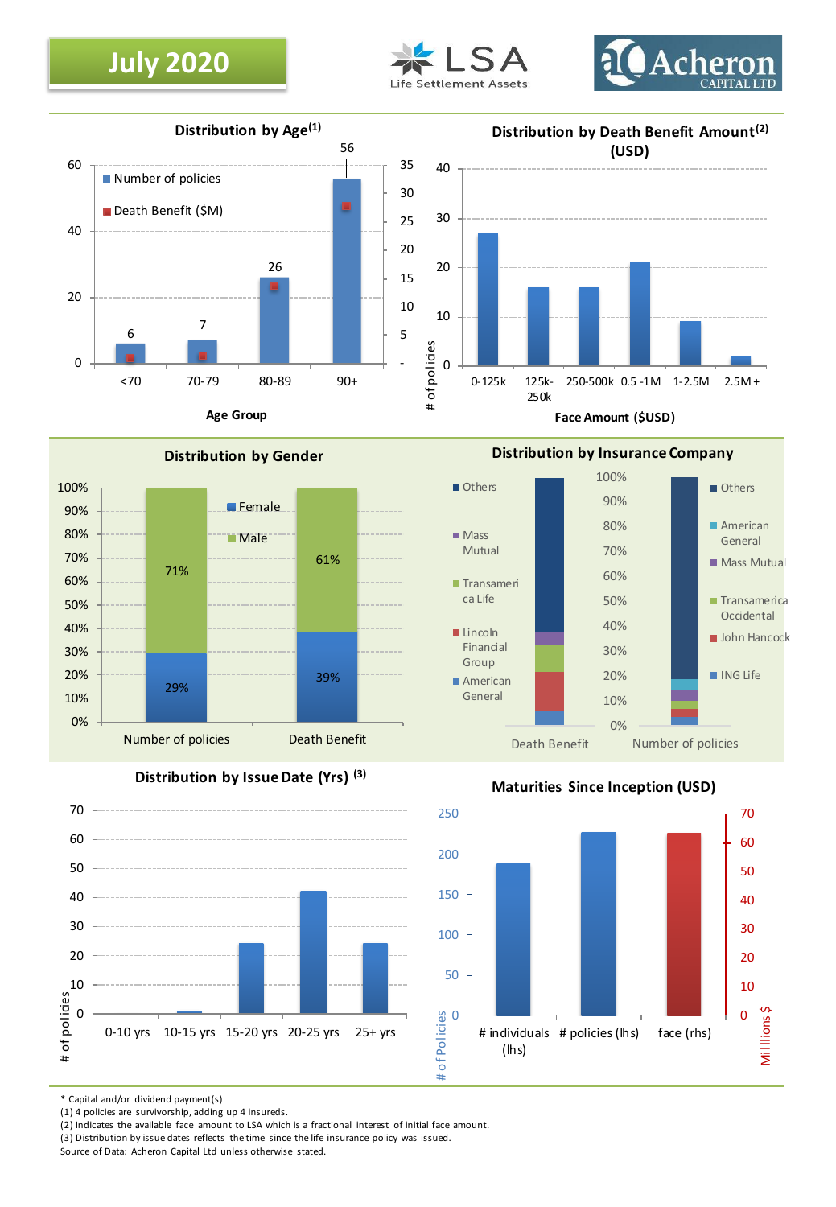**July 2020**

LSA Life Settlement Assets

Acheron CAPITAL LTD

## Distribution by Age[(1)]

| Age Group | Number of policies | Death Benefit ($M) |
|---|---|---|
| <70 | 6 | |
| 70-79 | 7 | |
| 80-89 | 26 | |
| 90+ | 56 | |

## Distribution by Death Benefit Amount[(2)] (USD)

Face Amount ($USD) — # of policies

| 0-125k | 125k-250k | 250-500k | 0.5 -1M | 1-2.5M | 2.5M + |
|---|---|---|---|---|---|

## Distribution by Gender

| | Number of policies | Death Benefit |
|---|---|---|
| Female | 29% | 39% |
| Male | 71% | 61% |

## Distribution by Insurance Company

Death Benefit: Others, Mass Mutual, Transamerica Life, Lincoln Financial Group, American General

Number of policies: Others, American General, Mass Mutual, Transamerica Occidental, John Hancock, ING Life

## Distribution by Issue Date (Yrs) [(3)]

# of policies

| 0-10 yrs | 10-15 yrs | 15-20 yrs | 20-25 yrs | 25+ yrs |
|---|---|---|---|---|

## Maturities Since Inception (USD)

# of Policies / Millions $

| # individuals (lhs) | # policies (lhs) | face (rhs) |
|---|---|---|

\* Capital and/or dividend payment(s)
(1) 4 policies are survivorship, adding up 4 insureds.
(2) Indicates the available face amount to LSA which is a fractional interest of initial face amount.
(3) Distribution by issue dates reflects the time since the life insurance policy was issued.
Source of Data: Acheron Capital Ltd unless otherwise stated.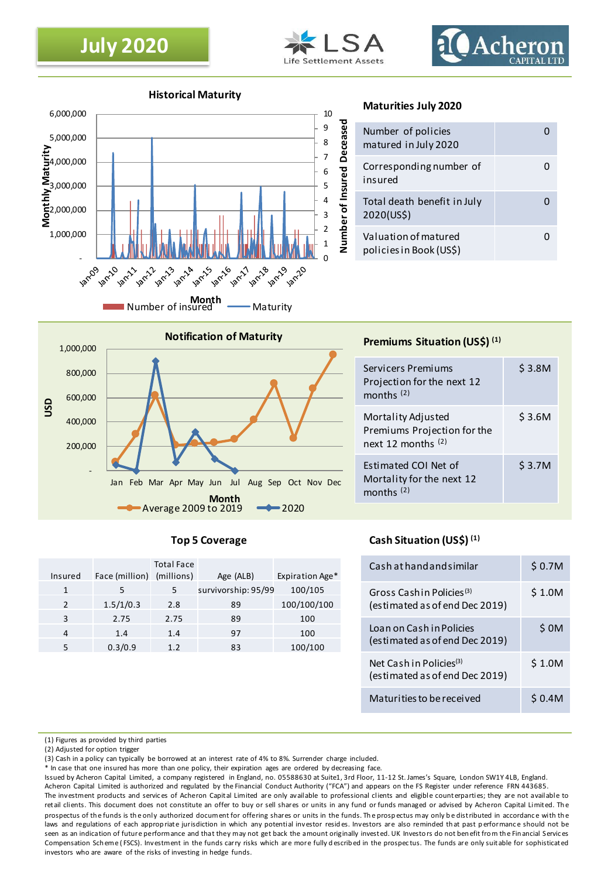# July 2020

LSA Life Settlement Assets

Acheron CAPITAL LTD

## Historical Maturity

Monthly Maturity

6,000,000
5,000,000
4,000,000
3,000,000
2,000,000
1,000,000
-

Number of Insured Deceased

10
9
8
7
6
5
4
3
2
1
0

Jan-09 Jan-10 Jan-11 Jan-12 Jan-13 Jan-14 Jan-15 Jan-16 Jan-17 Jan-18 Jan-19 Jan-20

Month

Number of insured — Maturity

## Maturities July 2020

| | |
|---|---|
| Number of policies matured in July 2020 | 0 |
| Corresponding number of insured | 0 |
| Total death benefit in July 2020(US$) | 0 |
| Valuation of matured policies in Book (US$) | 0 |

## Notification of Maturity

USD

1,000,000
800,000
600,000
400,000
200,000
-

Jan Feb Mar Apr May Jun Jul Aug Sep Oct Nov Dec

Month

Average 2009 to 2019 — 2020

## Premiums Situation (US$) (1)

| | |
|---|---|
| Servicers Premiums Projection for the next 12 months (2) | $ 3.8M |
| Mortality Adjusted Premiums Projection for the next 12 months (2) | $ 3.6M |
| Estimated COI Net of Mortality for the next 12 months (2) | $ 3.7M |

## Top 5 Coverage

| Insured | Face (million) | Total Face (millions) | Age (ALB) | Expiration Age* |
|---|---|---|---|---|
| 1 | 5 | 5 | survivorship: 95/99 | 100/105 |
| 2 | 1.5/1/0.3 | 2.8 | 89 | 100/100/100 |
| 3 | 2.75 | 2.75 | 89 | 100 |
| 4 | 1.4 | 1.4 | 97 | 100 |
| 5 | 0.3/0.9 | 1.2 | 83 | 100/100 |

## Cash Situation (US$) (1)

| | |
|---|---|
| Cash at hand and similar | $ 0.7M |
| Gross Cash in Policies(3) (estimated as of end Dec 2019) | $ 1.0M |
| Loan on Cash in Policies (estimated as of end Dec 2019) | $ 0M |
| Net Cash in Policies(3) (estimated as of end Dec 2019) | $ 1.0M |
| Maturities to be received | $ 0.4M |

(1) Figures as provided by third parties
(2) Adjusted for option trigger
(3) Cash in a policy can typically be borrowed at an interest rate of 4% to 8%. Surrender charge included.
* In case that one insured has more than one policy, their expiration ages are ordered by decreasing face.

Issued by Acheron Capital Limited, a company registered in England, no. 05588630 at Suite1, 3rd Floor, 11-12 St. James's Square, London SW1Y 4LB, England. Acheron Capital Limited is authorized and regulated by the Financial Conduct Authority ("FCA") and appears on the FS Register under reference FRN 443685. The investment products and services of Acheron Capital Limited are only available to professional clients and eligible counterparties; they are not available to retail clients. This document does not constitute an offer to buy or sell shares or units in any fund or funds managed or advised by Acheron Capital Limited. The prospectus of the funds is the only authorized document for offering shares or units in the funds. The prospectus may only be distributed in accordance with the laws and regulations of each appropriate jurisdiction in which any potential investor resides. Investors are also reminded that past performance should not be seen as an indication of future performance and that they may not get back the amount originally invested. UK Investors do not benefit from the Financial Services Compensation Scheme (FSCS). Investment in the funds carry risks which are more fully described in the prospectus. The funds are only suitable for sophisticated investors who are aware of the risks of investing in hedge funds.